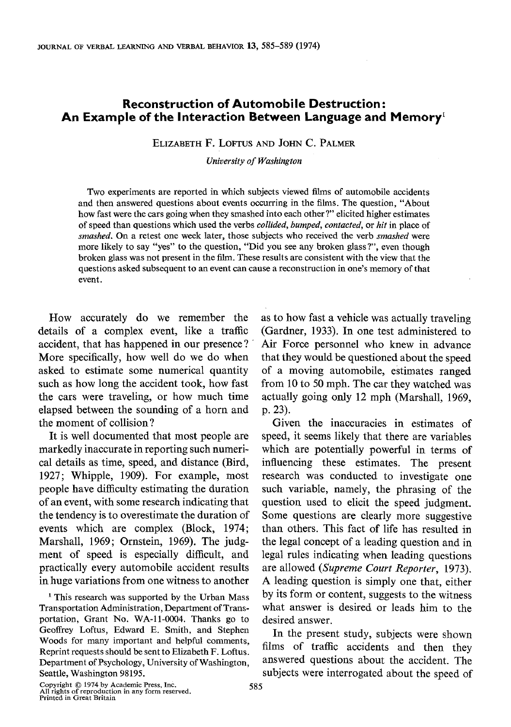# Reconstruction of Automobile Destruction: An Example of the Interaction Between Language and Memory[1]

ELIZABETH F. LOFTUS AND JOHN C. PALMER

*University of Washington*

Two experiments are reported in which subjects viewed films of automobile accidents and then answered questions about events occurring in the films. The question, "About how fast were the cars going when they smashed into each other?" elicited higher estimates of speed than questions which used the verbs *collided, bumped, contacted,* or *hit* in place of *smashed.* On a retest one week later, those subjects who received the verb *smashed* were more likely to say "yes" to the question, "Did you see any broken glass?", even though broken glass was not present in the film. These results are consistent with the view that the questions asked subsequent to an event can cause a reconstruction in one's memory of that event.

How accurately do we remember the details of a complex event, like a traffic accident, that has happened in our presence? More specifically, how well do we do when asked to estimate some numerical quantity such as how long the accident took, how fast the cars were traveling, or how much time elapsed between the sounding of a horn and the moment of collision?

It is well documented that most people are markedly inaccurate in reporting such numerical details as time, speed, and distance (Bird, 1927; Whipple, 1909). For example, most people have difficulty estimating the duration of an event, with some research indicating that the tendency is to overestimate the duration of events which are complex (Block, 1974; Marshall, 1969; Ornstein, 1969). The judgment of speed is especially difficult, and practically every automobile accident results in huge variations from one witness to another as to how fast a vehicle was actually traveling (Gardner, 1933). In one test administered to Air Force personnel who knew in advance that they would be questioned about the speed of a moving automobile, estimates ranged from 10 to 50 mph. The car they watched was actually going only 12 mph (Marshall, 1969, p. 23).

Given the inaccuracies in estimates of speed, it seems likely that there are variables which are potentially powerful in terms of influencing these estimates. The present research was conducted to investigate one such variable, namely, the phrasing of the question used to elicit the speed judgment. Some questions are clearly more suggestive than others. This fact of life has resulted in the legal concept of a leading question and in legal rules indicating when leading questions are allowed (*Supreme Court Reporter*, 1973). A leading question is simply one that, either by its form or content, suggests to the witness what answer is desired or leads him to the desired answer.

In the present study, subjects were shown films of traffic accidents and then they answered questions about the accident. The subjects were interrogated about the speed of

[1] This research was supported by the Urban Mass Transportation Administration, Department of Transportation, Grant No. WA-11-0004. Thanks go to Geoffrey Loftus, Edward E. Smith, and Stephen Woods for many important and helpful comments. Reprint requests should be sent to Elizabeth F. Loftus. Department of Psychology, University of Washington, Seattle, Washington 98195.

Copyright © 1974 by Academic Press, Inc.
All rights of reproduction in any form reserved.
Printed in Great Britain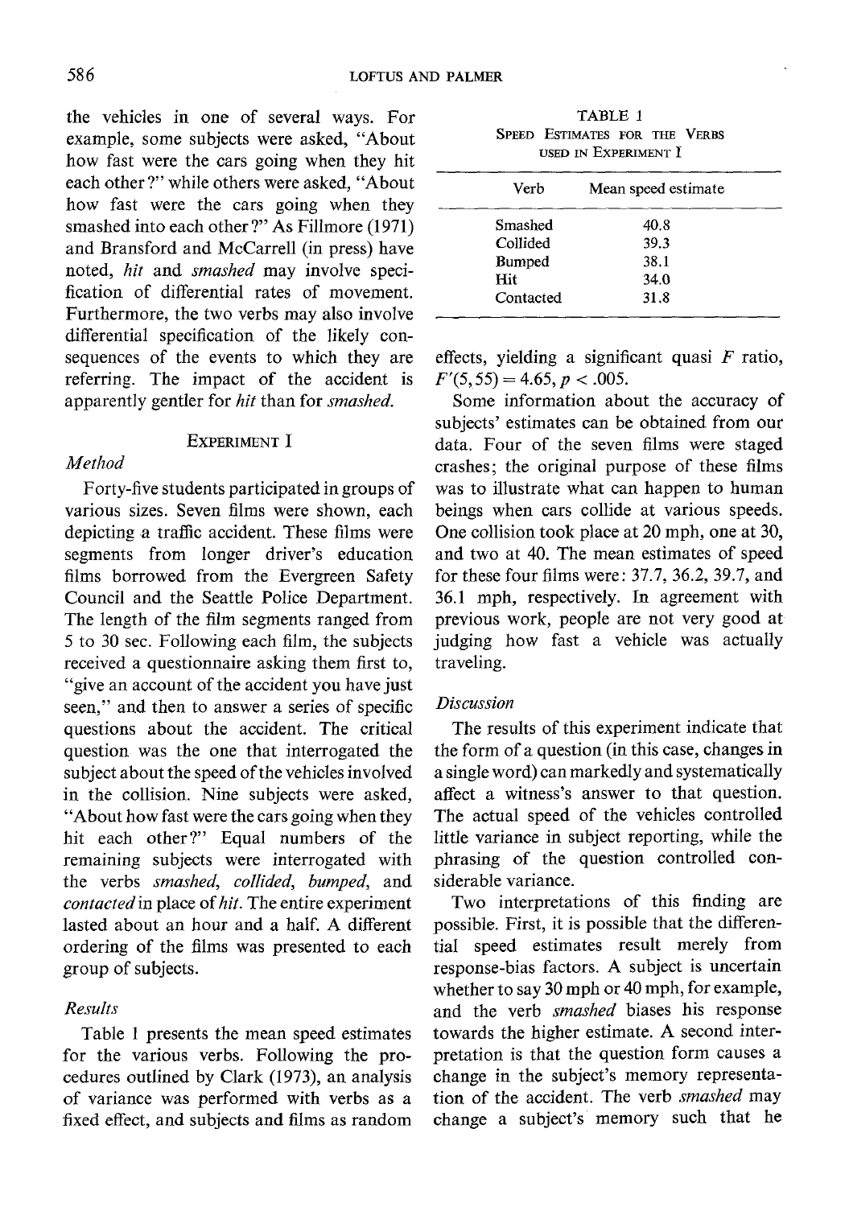the vehicles in one of several ways. For example, some subjects were asked, "About how fast were the cars going when they hit each other?" while others were asked, "About how fast were the cars going when they smashed into each other?" As Fillmore (1971) and Bransford and McCarrell (in press) have noted, *hit* and *smashed* may involve specification of differential rates of movement. Furthermore, the two verbs may also involve differential specification of the likely consequences of the events to which they are referring. The impact of the accident is apparently gentler for *hit* than for *smashed*.

## Experiment I

### *Method*

Forty-five students participated in groups of various sizes. Seven films were shown, each depicting a traffic accident. These films were segments from longer driver's education films borrowed from the Evergreen Safety Council and the Seattle Police Department. The length of the film segments ranged from 5 to 30 sec. Following each film, the subjects received a questionnaire asking them first to, "give an account of the accident you have just seen," and then to answer a series of specific questions about the accident. The critical question was the one that interrogated the subject about the speed of the vehicles involved in the collision. Nine subjects were asked, "About how fast were the cars going when they hit each other?" Equal numbers of the remaining subjects were interrogated with the verbs *smashed*, *collided*, *bumped*, and *contacted* in place of *hit*. The entire experiment lasted about an hour and a half. A different ordering of the films was presented to each group of subjects.

### *Results*

Table 1 presents the mean speed estimates for the various verbs. Following the procedures outlined by Clark (1973), an analysis of variance was performed with verbs as a fixed effect, and subjects and films as random effects, yielding a significant quasi $F$ ratio, $F'(5, 55) = 4.65$, $p < .005$.

TABLE 1
SPEED ESTIMATES FOR THE VERBS USED IN EXPERIMENT I

| Verb | Mean speed estimate |
|---|---|
| Smashed | 40.8 |
| Collided | 39.3 |
| Bumped | 38.1 |
| Hit | 34.0 |
| Contacted | 31.8 |

Some information about the accuracy of subjects' estimates can be obtained from our data. Four of the seven films were staged crashes; the original purpose of these films was to illustrate what can happen to human beings when cars collide at various speeds. One collision took place at 20 mph, one at 30, and two at 40. The mean estimates of speed for these four films were: 37.7, 36.2, 39.7, and 36.1 mph, respectively. In agreement with previous work, people are not very good at judging how fast a vehicle was actually traveling.

### *Discussion*

The results of this experiment indicate that the form of a question (in this case, changes in a single word) can markedly and systematically affect a witness's answer to that question. The actual speed of the vehicles controlled little variance in subject reporting, while the phrasing of the question controlled considerable variance.

Two interpretations of this finding are possible. First, it is possible that the differential speed estimates result merely from response-bias factors. A subject is uncertain whether to say 30 mph or 40 mph, for example, and the verb *smashed* biases his response towards the higher estimate. A second interpretation is that the question form causes a change in the subject's memory representation of the accident. The verb *smashed* may change a subject's memory such that he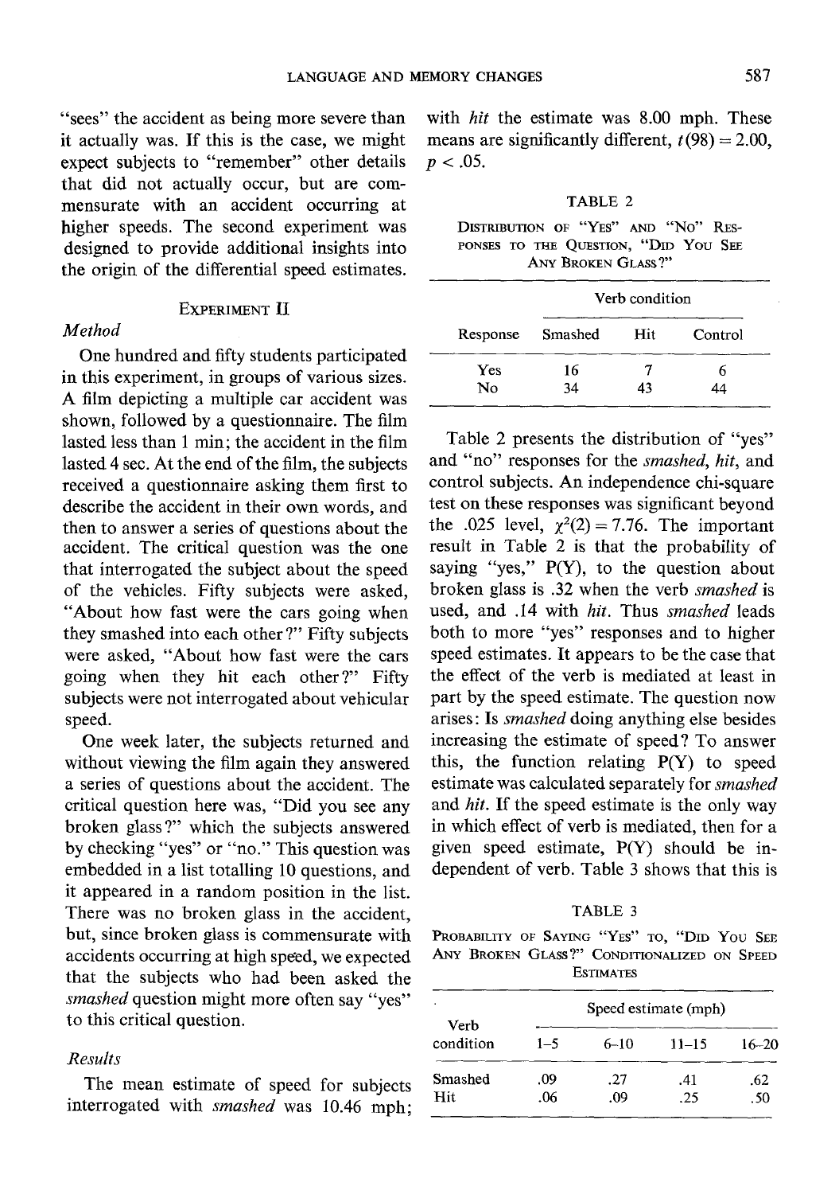"sees" the accident as being more severe than it actually was. If this is the case, we might expect subjects to "remember" other details that did not actually occur, but are commensurate with an accident occurring at higher speeds. The second experiment was designed to provide additional insights into the origin of the differential speed estimates.

## Experiment II

### *Method*

One hundred and fifty students participated in this experiment, in groups of various sizes. A film depicting a multiple car accident was shown, followed by a questionnaire. The film lasted less than 1 min; the accident in the film lasted 4 sec. At the end of the film, the subjects received a questionnaire asking them first to describe the accident in their own words, and then to answer a series of questions about the accident. The critical question was the one that interrogated the subject about the speed of the vehicles. Fifty subjects were asked, "About how fast were the cars going when they smashed into each other?" Fifty subjects were asked, "About how fast were the cars going when they hit each other?" Fifty subjects were not interrogated about vehicular speed.

One week later, the subjects returned and without viewing the film again they answered a series of questions about the accident. The critical question here was, "Did you see any broken glass?" which the subjects answered by checking "yes" or "no." This question was embedded in a list totalling 10 questions, and it appeared in a random position in the list. There was no broken glass in the accident, but, since broken glass is commensurate with accidents occurring at high speed, we expected that the subjects who had been asked the *smashed* question might more often say "yes" to this critical question.

### *Results*

The mean estimate of speed for subjects interrogated with *smashed* was 10.46 mph; with *hit* the estimate was 8.00 mph. These means are significantly different, $t(98) = 2.00$, $p < .05$.

TABLE 2

Distribution of "Yes" and "No" Responses to the Question, "Did You See Any Broken Glass?"

| | Verb condition | | |
|---|---|---|---|
| Response | Smashed | Hit | Control |
| Yes | 16 | 7 | 6 |
| No | 34 | 43 | 44 |

Table 2 presents the distribution of "yes" and "no" responses for the *smashed*, *hit*, and control subjects. An independence chi-square test on these responses was significant beyond the .025 level, $\chi^2(2) = 7.76$. The important result in Table 2 is that the probability of saying "yes," P(Y), to the question about broken glass is .32 when the verb *smashed* is used, and .14 with *hit*. Thus *smashed* leads both to more "yes" responses and to higher speed estimates. It appears to be the case that the effect of the verb is mediated at least in part by the speed estimate. The question now arises: Is *smashed* doing anything else besides increasing the estimate of speed? To answer this, the function relating P(Y) to speed estimate was calculated separately for *smashed* and *hit*. If the speed estimate is the only way in which effect of verb is mediated, then for a given speed estimate, P(Y) should be independent of verb. Table 3 shows that this is

TABLE 3

Probability of Saying "Yes" to, "Did You See Any Broken Glass?" Conditionalized on Speed Estimates

| | Speed estimate (mph) | | | |
|---|---|---|---|---|
| Verb condition | 1–5 | 6–10 | 11–15 | 16–20 |
| Smashed | .09 | .27 | .41 | .62 |
| Hit | .06 | .09 | .25 | .50 |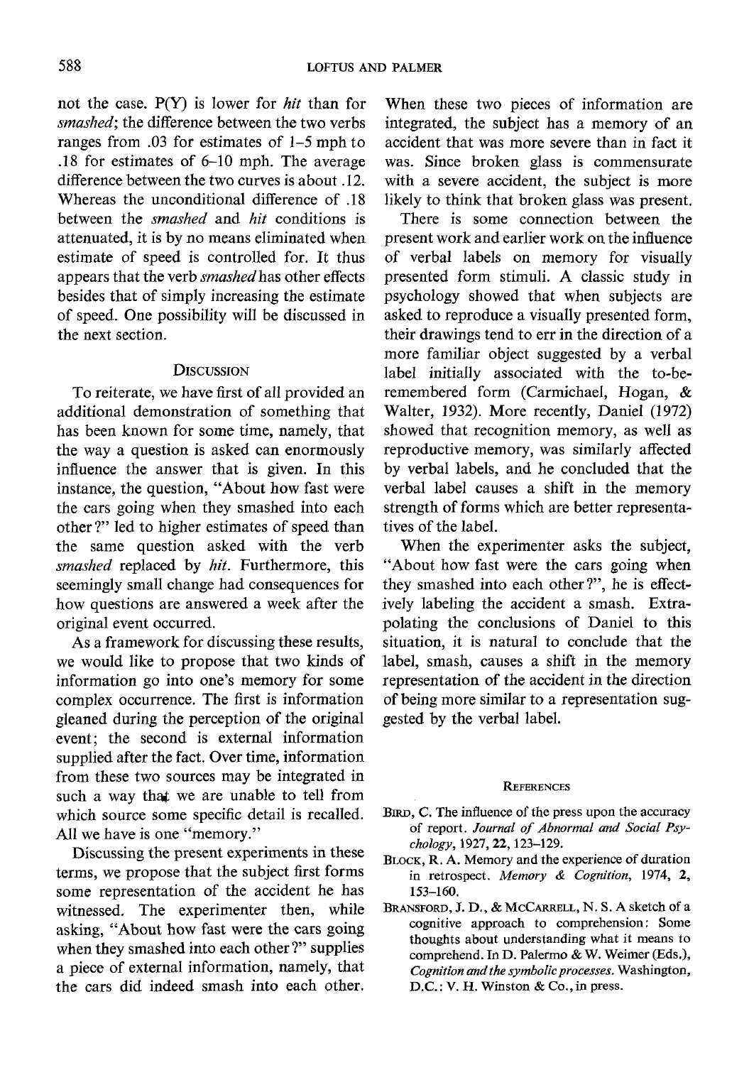not the case. P(Y) is lower for *hit* than for *smashed*; the difference between the two verbs ranges from .03 for estimates of 1–5 mph to .18 for estimates of 6–10 mph. The average difference between the two curves is about .12. Whereas the unconditional difference of .18 between the *smashed* and *hit* conditions is attenuated, it is by no means eliminated when estimate of speed is controlled for. It thus appears that the verb *smashed* has other effects besides that of simply increasing the estimate of speed. One possibility will be discussed in the next section.

## Discussion

To reiterate, we have first of all provided an additional demonstration of something that has been known for some time, namely, that the way a question is asked can enormously influence the answer that is given. In this instance, the question, "About how fast were the cars going when they smashed into each other?" led to higher estimates of speed than the same question asked with the verb *smashed* replaced by *hit*. Furthermore, this seemingly small change had consequences for how questions are answered a week after the original event occurred.

As a framework for discussing these results, we would like to propose that two kinds of information go into one's memory for some complex occurrence. The first is information gleaned during the perception of the original event; the second is external information supplied after the fact. Over time, information from these two sources may be integrated in such a way that we are unable to tell from which source some specific detail is recalled. All we have is one "memory."

Discussing the present experiments in these terms, we propose that the subject first forms some representation of the accident he has witnessed. The experimenter then, while asking, "About how fast were the cars going when they smashed into each other?" supplies a piece of external information, namely, that the cars did indeed smash into each other. When these two pieces of information are integrated, the subject has a memory of an accident that was more severe than in fact it was. Since broken glass is commensurate with a severe accident, the subject is more likely to think that broken glass was present.

There is some connection between the present work and earlier work on the influence of verbal labels on memory for visually presented form stimuli. A classic study in psychology showed that when subjects are asked to reproduce a visually presented form, their drawings tend to err in the direction of a more familiar object suggested by a verbal label initially associated with the to-be-remembered form (Carmichael, Hogan, & Walter, 1932). More recently, Daniel (1972) showed that recognition memory, as well as reproductive memory, was similarly affected by verbal labels, and he concluded that the verbal label causes a shift in the memory strength of forms which are better representatives of the label.

When the experimenter asks the subject, "About how fast were the cars going when they smashed into each other?", he is effectively labeling the accident a smash. Extrapolating the conclusions of Daniel to this situation, it is natural to conclude that the label, smash, causes a shift in the memory representation of the accident in the direction of being more similar to a representation suggested by the verbal label.

## References

Bird, C. The influence of the press upon the accuracy of report. *Journal of Abnormal and Social Psychology*, 1927, **22**, 123–129.

Block, R. A. Memory and the experience of duration in retrospect. *Memory & Cognition*, 1974, **2**, 153–160.

Bransford, J. D., & McCarrell, N. S. A sketch of a cognitive approach to comprehension: Some thoughts about understanding what it means to comprehend. In D. Palermo & W. Weimer (Eds.), *Cognition and the symbolic processes*. Washington, D.C.: V. H. Winston & Co., in press.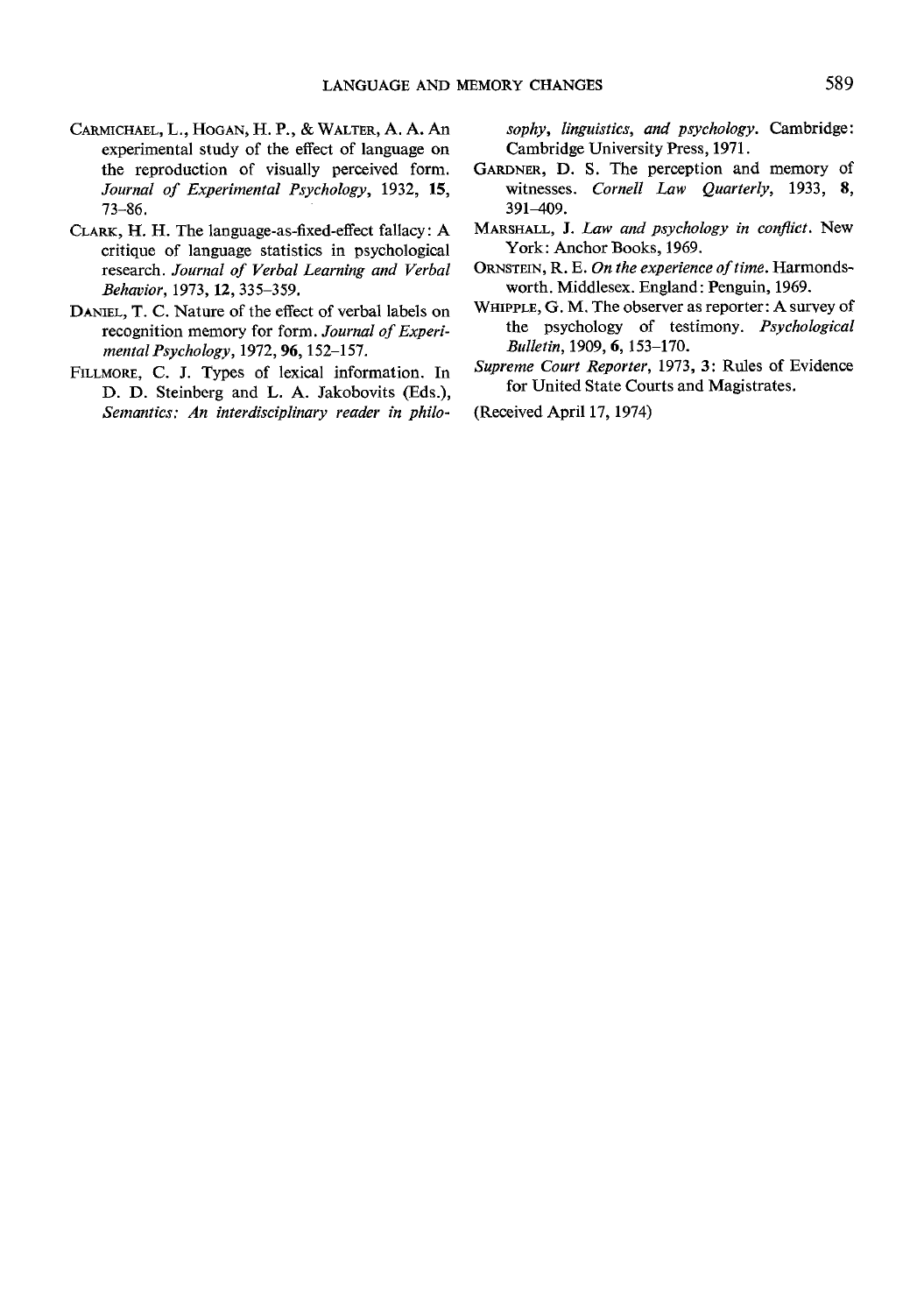Carmichael, L., Hogan, H. P., & Walter, A. A. An experimental study of the effect of language on the reproduction of visually perceived form. *Journal of Experimental Psychology*, 1932, **15**, 73–86.

Clark, H. H. The language-as-fixed-effect fallacy: A critique of language statistics in psychological research. *Journal of Verbal Learning and Verbal Behavior*, 1973, **12**, 335–359.

Daniel, T. C. Nature of the effect of verbal labels on recognition memory for form. *Journal of Experimental Psychology*, 1972, **96**, 152–157.

Fillmore, C. J. Types of lexical information. In D. D. Steinberg and L. A. Jakobovits (Eds.), *Semantics: An interdisciplinary reader in philosophy, linguistics, and psychology*. Cambridge: Cambridge University Press, 1971.

Gardner, D. S. The perception and memory of witnesses. *Cornell Law Quarterly*, 1933, **8**, 391–409.

Marshall, J. *Law and psychology in conflict*. New York: Anchor Books, 1969.

Ornstein, R. E. *On the experience of time*. Harmondsworth. Middlesex. England: Penguin, 1969.

Whipple, G. M. The observer as reporter: A survey of the psychology of testimony. *Psychological Bulletin*, 1909, **6**, 153–170.

*Supreme Court Reporter*, 1973, **3**: Rules of Evidence for United State Courts and Magistrates.

(Received April 17, 1974)